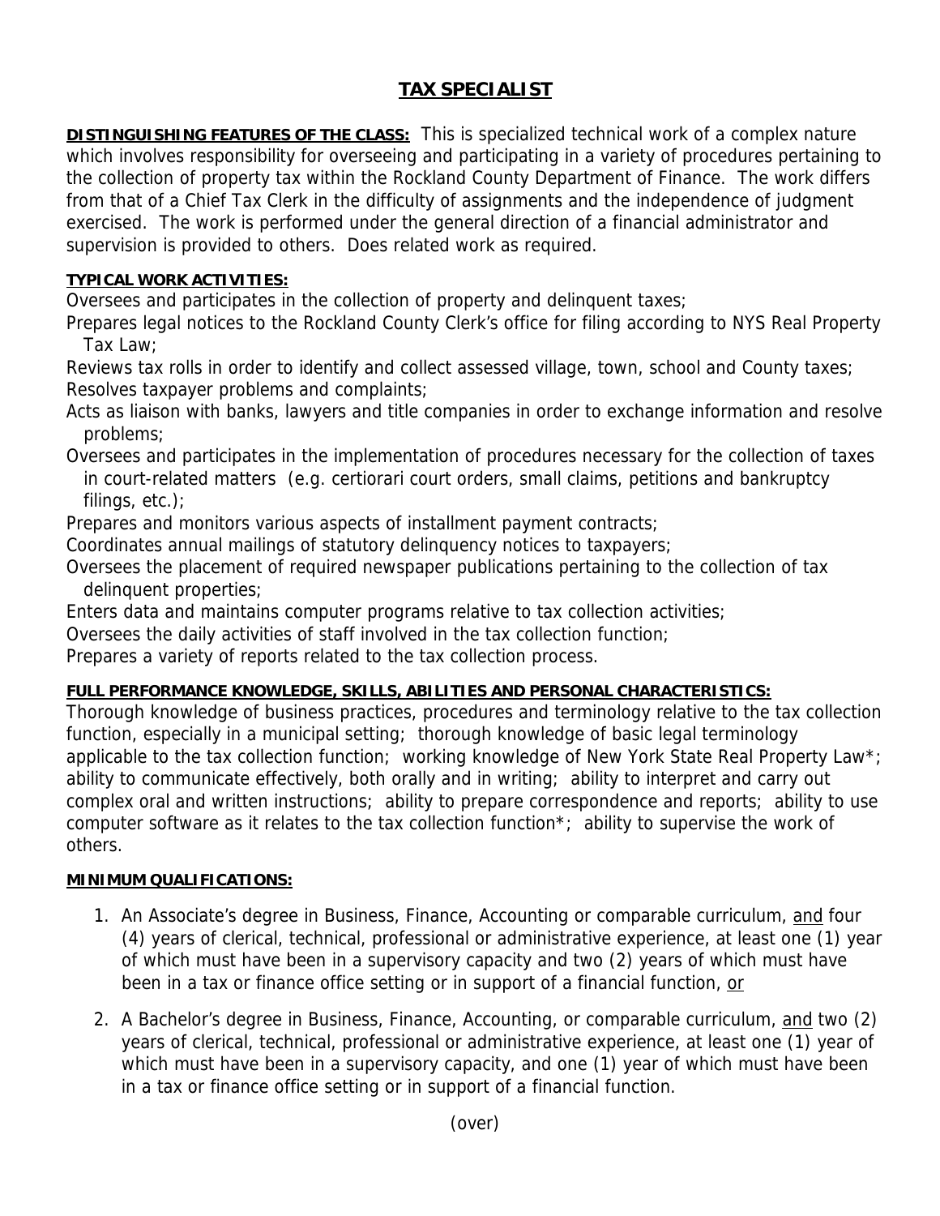# TAX SPECIALIST

**DISTINGUISHING FEATURES OF THE CLASS:** This is specialized technical work of a complex nature which involves responsibility for overseeing and participating in a variety of procedures pertaining to the collection of property tax within the Rockland County Department of Finance. The work differs from that of a Chief Tax Clerk in the difficulty of assignments and the independence of judgment exercised. The work is performed under the general direction of a financial administrator and supervision is provided to others. Does related work as required.

**TYPICAL WORK ACTIVITIES:**

Oversees and participates in the collection of property and delinquent taxes;
Prepares legal notices to the Rockland County Clerk's office for filing according to NYS Real Property Tax Law;
Reviews tax rolls in order to identify and collect assessed village, town, school and County taxes;
Resolves taxpayer problems and complaints;
Acts as liaison with banks, lawyers and title companies in order to exchange information and resolve problems;
Oversees and participates in the implementation of procedures necessary for the collection of taxes in court-related matters (e.g. certiorari court orders, small claims, petitions and bankruptcy filings, etc.);
Prepares and monitors various aspects of installment payment contracts;
Coordinates annual mailings of statutory delinquency notices to taxpayers;
Oversees the placement of required newspaper publications pertaining to the collection of tax delinquent properties;
Enters data and maintains computer programs relative to tax collection activities;
Oversees the daily activities of staff involved in the tax collection function;
Prepares a variety of reports related to the tax collection process.

**FULL PERFORMANCE KNOWLEDGE, SKILLS, ABILITIES AND PERSONAL CHARACTERISTICS:**

Thorough knowledge of business practices, procedures and terminology relative to the tax collection function, especially in a municipal setting; thorough knowledge of basic legal terminology applicable to the tax collection function; working knowledge of New York State Real Property Law*; ability to communicate effectively, both orally and in writing; ability to interpret and carry out complex oral and written instructions; ability to prepare correspondence and reports; ability to use computer software as it relates to the tax collection function*; ability to supervise the work of others.

**MINIMUM QUALIFICATIONS:**

1. An Associate's degree in Business, Finance, Accounting or comparable curriculum, and four (4) years of clerical, technical, professional or administrative experience, at least one (1) year of which must have been in a supervisory capacity and two (2) years of which must have been in a tax or finance office setting or in support of a financial function, or

2. A Bachelor's degree in Business, Finance, Accounting, or comparable curriculum, and two (2) years of clerical, technical, professional or administrative experience, at least one (1) year of which must have been in a supervisory capacity, and one (1) year of which must have been in a tax or finance office setting or in support of a financial function.

(over)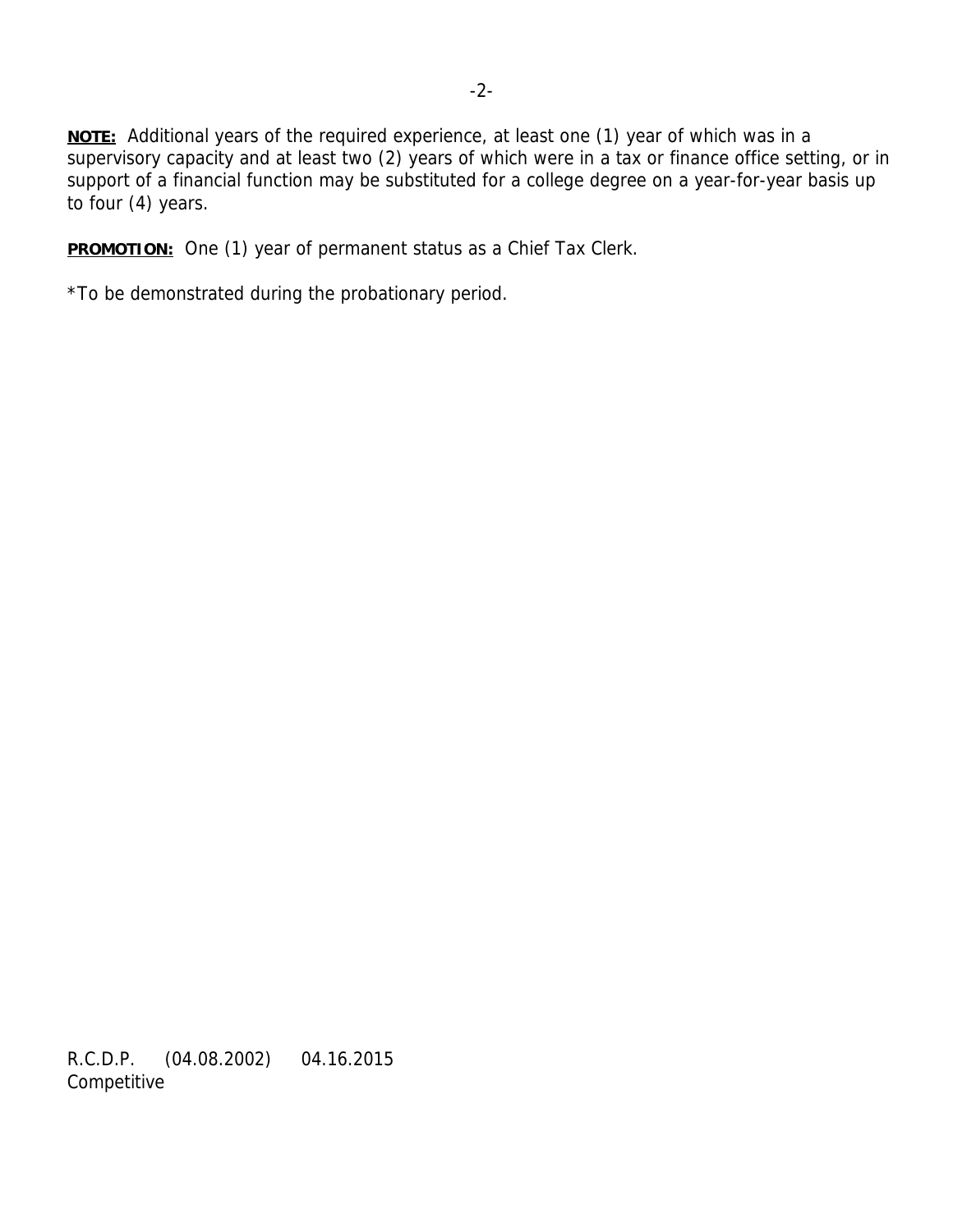**NOTE:** Additional years of the required experience, at least one (1) year of which was in a supervisory capacity and at least two (2) years of which were in a tax or finance office setting, or in support of a financial function may be substituted for a college degree on a year-for-year basis up to four (4) years.

**PROMOTION:** One (1) year of permanent status as a Chief Tax Clerk.

*To be demonstrated during the probationary period.

R.C.D.P. (04.08.2002) 04.16.2015
Competitive